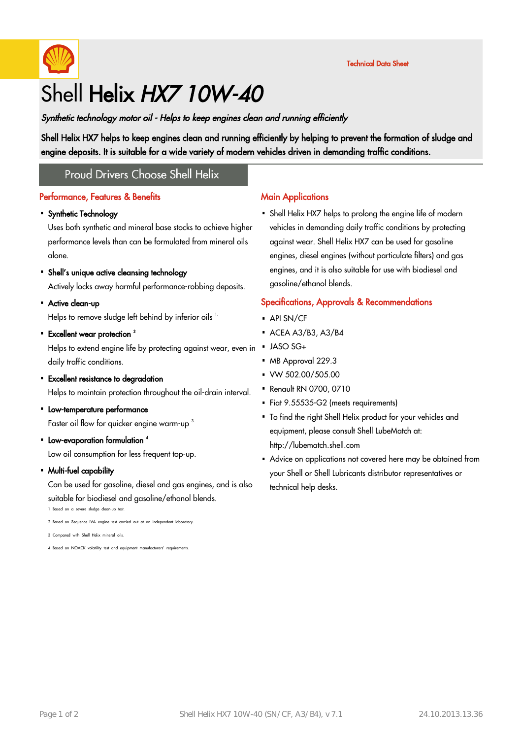Technical Data Sheet

# Shell Helix *HX7 10W-40*

*Synthetic technology motor oil - Helps to keep engines clean and running efficiently*

**Shell Helix HX7 helps to keep engines clean and running efficiently by helping to prevent the formation of sludge and engine deposits. It is suitable for a wide variety of modern vehicles driven in demanding traffic conditions.**

## Proud Drivers Choose Shell Helix

### Performance, Features & Benefits

- **Synthetic Technology**
  Uses both synthetic and mineral base stocks to achieve higher performance levels than can be formulated from mineral oils alone.
- **Shell's unique active cleansing technology**
  Actively locks away harmful performance-robbing deposits.
- **Active clean-up**
  Helps to remove sludge left behind by inferior oils [1]
- **Excellent wear protection** [2]
  Helps to extend engine life by protecting against wear, even in daily traffic conditions.
- **Excellent resistance to degradation**
  Helps to maintain protection throughout the oil-drain interval.
- **Low-temperature performance**
  Faster oil flow for quicker engine warm-up [3]
- **Low-evaporation formulation** [4]
  Low oil consumption for less frequent top-up.
- **Multi-fuel capability**
  Can be used for gasoline, diesel and gas engines, and is also suitable for biodiesel and gasoline/ethanol blends.

1 Based on a severe sludge clean-up test.

2 Based on Sequence IVA engine test carried out at an independent laboratory.

3 Compared with Shell Helix mineral oils.

4 Based on NOACK volatility test and equipment manufacturers' requirements.

### Main Applications

- Shell Helix HX7 helps to prolong the engine life of modern vehicles in demanding daily traffic conditions by protecting against wear. Shell Helix HX7 can be used for gasoline engines, diesel engines (without particulate filters) and gas engines, and it is also suitable for use with biodiesel and gasoline/ethanol blends.

### Specifications, Approvals & Recommendations

- API SN/CF
- ACEA A3/B3, A3/B4
- JASO SG+
- MB Approval 229.3
- VW 502.00/505.00
- Renault RN 0700, 0710
- Fiat 9.55535-G2 (meets requirements)
- To find the right Shell Helix product for your vehicles and equipment, please consult Shell LubeMatch at: http://lubematch.shell.com
- Advice on applications not covered here may be obtained from your Shell or Shell Lubricants distributor representatives or technical help desks.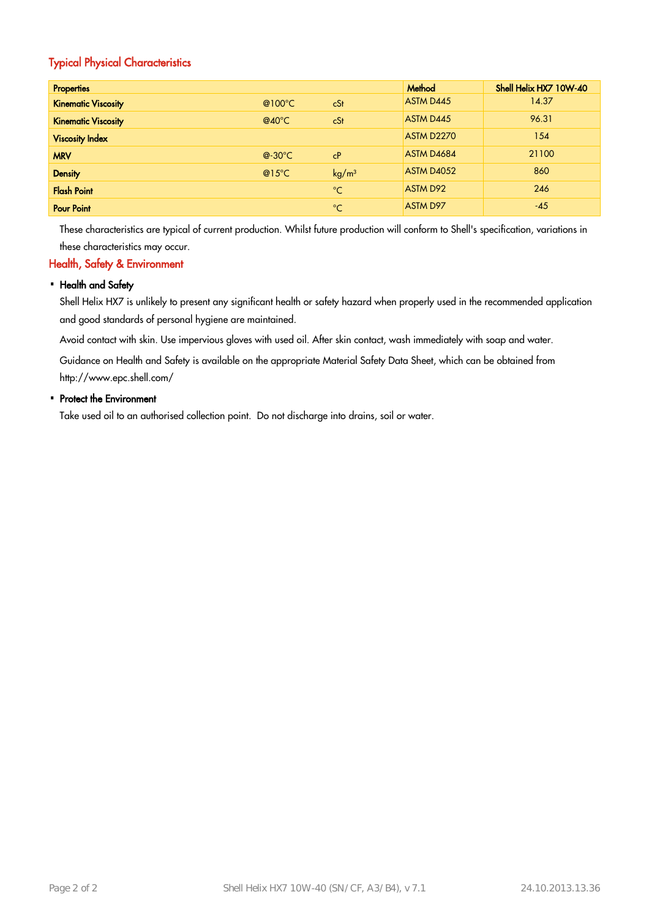## Typical Physical Characteristics

| Properties | | | Method | Shell Helix HX7 10W-40 |
|---|---|---|---|---|
| Kinematic Viscosity | @100°C | cSt | ASTM D445 | 14.37 |
| Kinematic Viscosity | @40°C | cSt | ASTM D445 | 96.31 |
| Viscosity Index | | | ASTM D2270 | 154 |
| MRV | @-30°C | cP | ASTM D4684 | 21100 |
| Density | @15°C | kg/m³ | ASTM D4052 | 860 |
| Flash Point | | °C | ASTM D92 | 246 |
| Pour Point | | °C | ASTM D97 | -45 |

These characteristics are typical of current production. Whilst future production will conform to Shell's specification, variations in these characteristics may occur.

## Health, Safety & Environment

- **Health and Safety**

  Shell Helix HX7 is unlikely to present any significant health or safety hazard when properly used in the recommended application and good standards of personal hygiene are maintained.

  Avoid contact with skin. Use impervious gloves with used oil. After skin contact, wash immediately with soap and water.

  Guidance on Health and Safety is available on the appropriate Material Safety Data Sheet, which can be obtained from http://www.epc.shell.com/

- **Protect the Environment**

  Take used oil to an authorised collection point. Do not discharge into drains, soil or water.